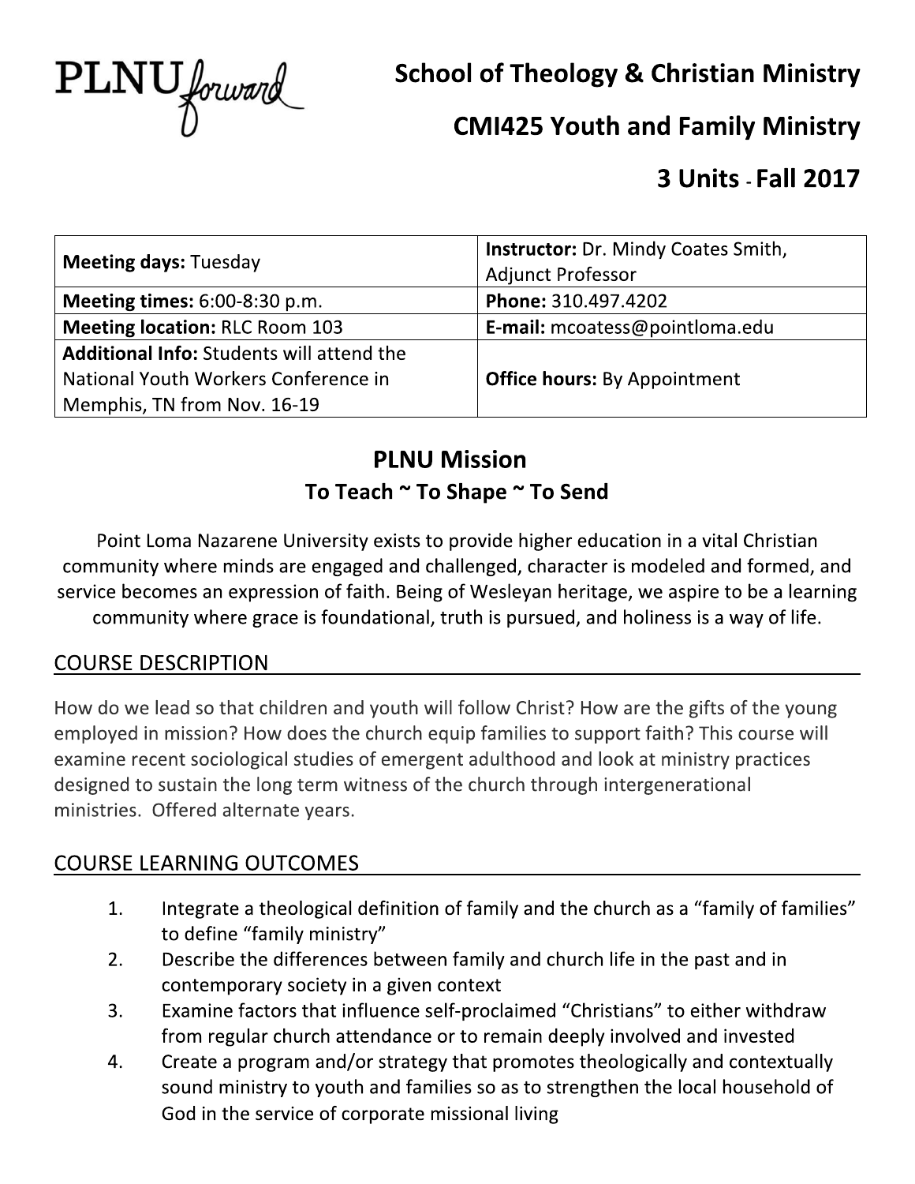PLNU forward

# School of Theology & Christian Ministry

# CMI425 Youth and Family Ministry

# 3 Units - Fall 2017

| | |
|---|---|
| **Meeting days:** Tuesday | **Instructor:** Dr. Mindy Coates Smith, Adjunct Professor |
| **Meeting times:** 6:00-8:30 p.m. | **Phone:** 310.497.4202 |
| **Meeting location:** RLC Room 103 | **E-mail:** mcoatess@pointloma.edu |
| **Additional Info:** Students will attend the National Youth Workers Conference in Memphis, TN from Nov. 16-19 | **Office hours:** By Appointment |

## PLNU Mission

### To Teach ~ To Shape ~ To Send

Point Loma Nazarene University exists to provide higher education in a vital Christian community where minds are engaged and challenged, character is modeled and formed, and service becomes an expression of faith. Being of Wesleyan heritage, we aspire to be a learning community where grace is foundational, truth is pursued, and holiness is a way of life.

## COURSE DESCRIPTION

How do we lead so that children and youth will follow Christ? How are the gifts of the young employed in mission? How does the church equip families to support faith? This course will examine recent sociological studies of emergent adulthood and look at ministry practices designed to sustain the long term witness of the church through intergenerational ministries. Offered alternate years.

## COURSE LEARNING OUTCOMES

1. Integrate a theological definition of family and the church as a "family of families" to define "family ministry"
2. Describe the differences between family and church life in the past and in contemporary society in a given context
3. Examine factors that influence self-proclaimed "Christians" to either withdraw from regular church attendance or to remain deeply involved and invested
4. Create a program and/or strategy that promotes theologically and contextually sound ministry to youth and families so as to strengthen the local household of God in the service of corporate missional living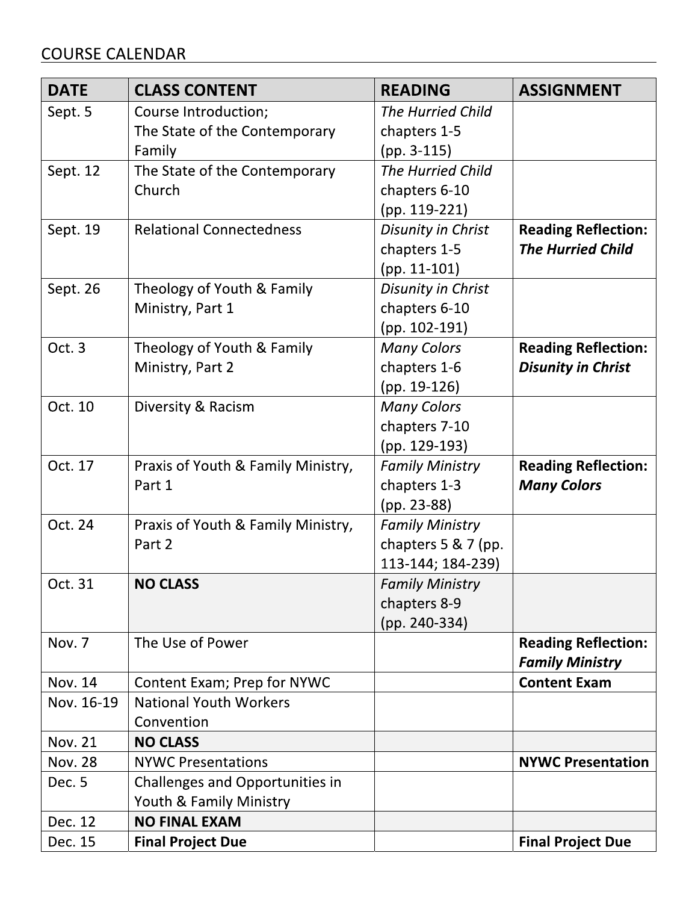## COURSE CALENDAR

| DATE | CLASS CONTENT | READING | ASSIGNMENT |
|---|---|---|---|
| Sept. 5 | Course Introduction; The State of the Contemporary Family | *The Hurried Child* chapters 1-5 (pp. 3-115) | |
| Sept. 12 | The State of the Contemporary Church | *The Hurried Child* chapters 6-10 (pp. 119-221) | |
| Sept. 19 | Relational Connectedness | *Disunity in Christ* chapters 1-5 (pp. 11-101) | **Reading Reflection: *The Hurried Child*** |
| Sept. 26 | Theology of Youth & Family Ministry, Part 1 | *Disunity in Christ* chapters 6-10 (pp. 102-191) | |
| Oct. 3 | Theology of Youth & Family Ministry, Part 2 | *Many Colors* chapters 1-6 (pp. 19-126) | **Reading Reflection: *Disunity in Christ*** |
| Oct. 10 | Diversity & Racism | *Many Colors* chapters 7-10 (pp. 129-193) | |
| Oct. 17 | Praxis of Youth & Family Ministry, Part 1 | *Family Ministry* chapters 1-3 (pp. 23-88) | **Reading Reflection: *Many Colors*** |
| Oct. 24 | Praxis of Youth & Family Ministry, Part 2 | *Family Ministry* chapters 5 & 7 (pp. 113-144; 184-239) | |
| Oct. 31 | **NO CLASS** | *Family Ministry* chapters 8-9 (pp. 240-334) | |
| Nov. 7 | The Use of Power | | **Reading Reflection: *Family Ministry*** |
| Nov. 14 | Content Exam; Prep for NYWC | | **Content Exam** |
| Nov. 16-19 | National Youth Workers Convention | | |
| Nov. 21 | **NO CLASS** | | |
| Nov. 28 | NYWC Presentations | | **NYWC Presentation** |
| Dec. 5 | Challenges and Opportunities in Youth & Family Ministry | | |
| Dec. 12 | **NO FINAL EXAM** | | |
| Dec. 15 | **Final Project Due** | | **Final Project Due** |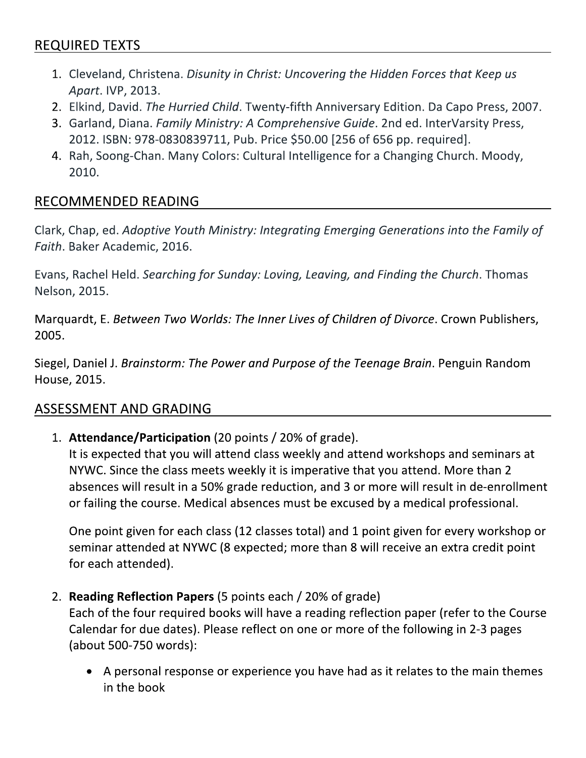## REQUIRED TEXTS

1. Cleveland, Christena. *Disunity in Christ: Uncovering the Hidden Forces that Keep us Apart*. IVP, 2013.
2. Elkind, David. *The Hurried Child*. Twenty-fifth Anniversary Edition. Da Capo Press, 2007.
3. Garland, Diana. *Family Ministry: A Comprehensive Guide*. 2nd ed. InterVarsity Press, 2012. ISBN: 978-0830839711, Pub. Price $50.00 [256 of 656 pp. required].
4. Rah, Soong-Chan. Many Colors: Cultural Intelligence for a Changing Church. Moody, 2010.

## RECOMMENDED READING

Clark, Chap, ed. *Adoptive Youth Ministry: Integrating Emerging Generations into the Family of Faith*. Baker Academic, 2016.

Evans, Rachel Held. *Searching for Sunday: Loving, Leaving, and Finding the Church*. Thomas Nelson, 2015.

Marquardt, E. *Between Two Worlds: The Inner Lives of Children of Divorce*. Crown Publishers, 2005.

Siegel, Daniel J. *Brainstorm: The Power and Purpose of the Teenage Brain*. Penguin Random House, 2015.

## ASSESSMENT AND GRADING

1. **Attendance/Participation** (20 points / 20% of grade).
   It is expected that you will attend class weekly and attend workshops and seminars at NYWC. Since the class meets weekly it is imperative that you attend. More than 2 absences will result in a 50% grade reduction, and 3 or more will result in de-enrollment or failing the course. Medical absences must be excused by a medical professional.

   One point given for each class (12 classes total) and 1 point given for every workshop or seminar attended at NYWC (8 expected; more than 8 will receive an extra credit point for each attended).

2. **Reading Reflection Papers** (5 points each / 20% of grade)
   Each of the four required books will have a reading reflection paper (refer to the Course Calendar for due dates). Please reflect on one or more of the following in 2-3 pages (about 500-750 words):

   - A personal response or experience you have had as it relates to the main themes in the book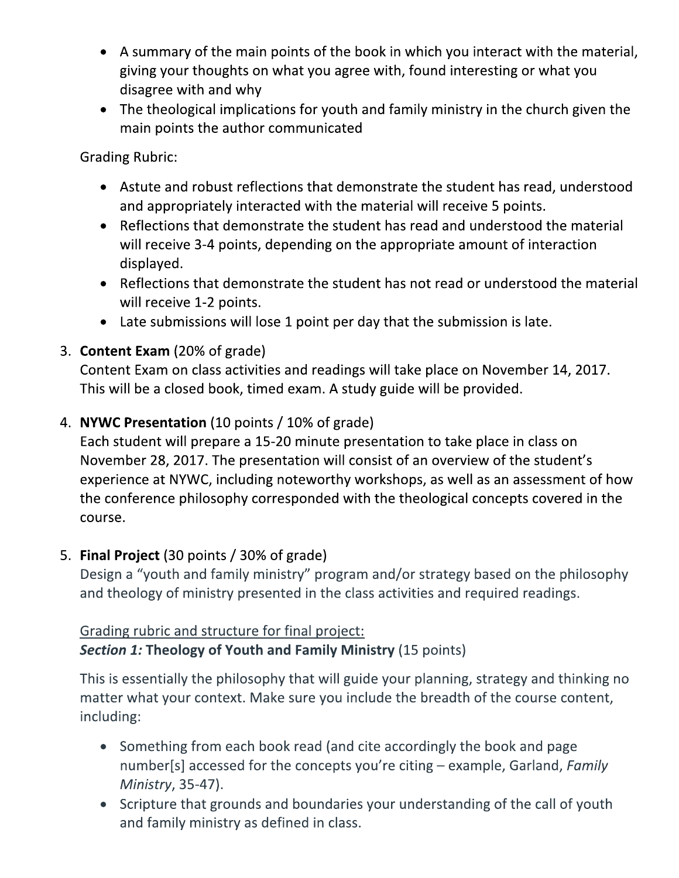- A summary of the main points of the book in which you interact with the material, giving your thoughts on what you agree with, found interesting or what you disagree with and why
- The theological implications for youth and family ministry in the church given the main points the author communicated

Grading Rubric:

- Astute and robust reflections that demonstrate the student has read, understood and appropriately interacted with the material will receive 5 points.
- Reflections that demonstrate the student has read and understood the material will receive 3-4 points, depending on the appropriate amount of interaction displayed.
- Reflections that demonstrate the student has not read or understood the material will receive 1-2 points.
- Late submissions will lose 1 point per day that the submission is late.

3. **Content Exam** (20% of grade)
   Content Exam on class activities and readings will take place on November 14, 2017. This will be a closed book, timed exam. A study guide will be provided.

4. **NYWC Presentation** (10 points / 10% of grade)
   Each student will prepare a 15-20 minute presentation to take place in class on November 28, 2017. The presentation will consist of an overview of the student's experience at NYWC, including noteworthy workshops, as well as an assessment of how the conference philosophy corresponded with the theological concepts covered in the course.

5. **Final Project** (30 points / 30% of grade)
   Design a "youth and family ministry" program and/or strategy based on the philosophy and theology of ministry presented in the class activities and required readings.

   Grading rubric and structure for final project:
   ***Section 1:*** **Theology of Youth and Family Ministry** (15 points)

   This is essentially the philosophy that will guide your planning, strategy and thinking no matter what your context. Make sure you include the breadth of the course content, including:

   - Something from each book read (and cite accordingly the book and page number[s] accessed for the concepts you're citing – example, Garland, *Family Ministry*, 35-47).
   - Scripture that grounds and boundaries your understanding of the call of youth and family ministry as defined in class.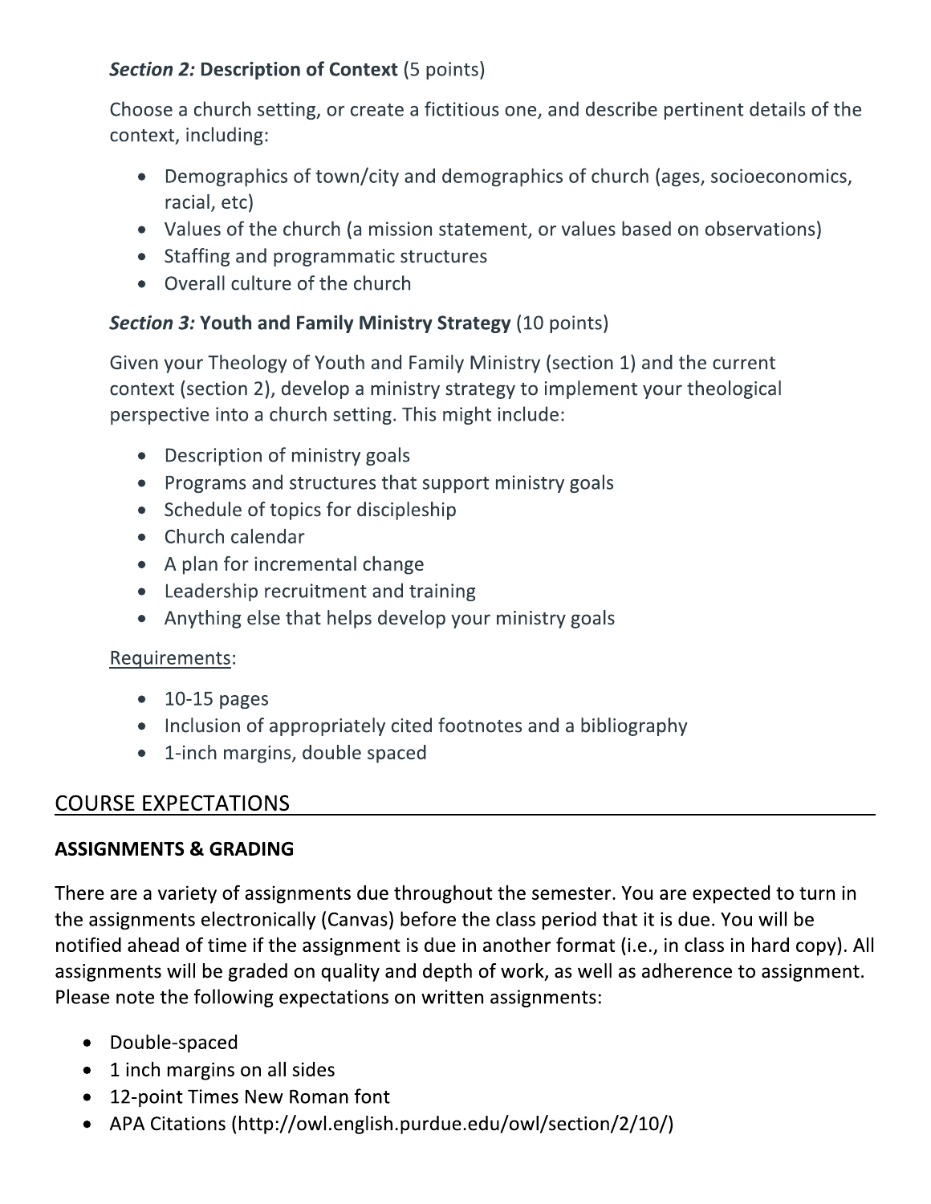***Section 2:*** **Description of Context** (5 points)

Choose a church setting, or create a fictitious one, and describe pertinent details of the context, including:

- Demographics of town/city and demographics of church (ages, socioeconomics, racial, etc)
- Values of the church (a mission statement, or values based on observations)
- Staffing and programmatic structures
- Overall culture of the church

***Section 3:*** **Youth and Family Ministry Strategy** (10 points)

Given your Theology of Youth and Family Ministry (section 1) and the current context (section 2), develop a ministry strategy to implement your theological perspective into a church setting. This might include:

- Description of ministry goals
- Programs and structures that support ministry goals
- Schedule of topics for discipleship
- Church calendar
- A plan for incremental change
- Leadership recruitment and training
- Anything else that helps develop your ministry goals

<u>Requirements</u>:

- 10-15 pages
- Inclusion of appropriately cited footnotes and a bibliography
- 1-inch margins, double spaced

## COURSE EXPECTATIONS

### ASSIGNMENTS & GRADING

There are a variety of assignments due throughout the semester. You are expected to turn in the assignments electronically (Canvas) before the class period that it is due. You will be notified ahead of time if the assignment is due in another format (i.e., in class in hard copy). All assignments will be graded on quality and depth of work, as well as adherence to assignment. Please note the following expectations on written assignments:

- Double-spaced
- 1 inch margins on all sides
- 12-point Times New Roman font
- APA Citations (http://owl.english.purdue.edu/owl/section/2/10/)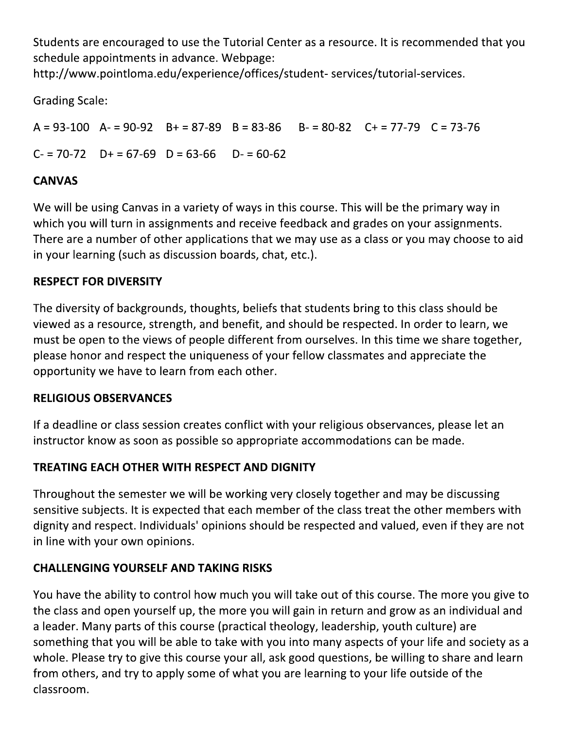Students are encouraged to use the Tutorial Center as a resource. It is recommended that you schedule appointments in advance. Webpage: http://www.pointloma.edu/experience/offices/student- services/tutorial-services.

Grading Scale:

A = 93-100 A- = 90-92 B+ = 87-89 B = 83-86 B- = 80-82 C+ = 77-79 C = 73-76

C- = 70-72 D+ = 67-69 D = 63-66 D- = 60-62

**CANVAS**

We will be using Canvas in a variety of ways in this course. This will be the primary way in which you will turn in assignments and receive feedback and grades on your assignments. There are a number of other applications that we may use as a class or you may choose to aid in your learning (such as discussion boards, chat, etc.).

**RESPECT FOR DIVERSITY**

The diversity of backgrounds, thoughts, beliefs that students bring to this class should be viewed as a resource, strength, and benefit, and should be respected. In order to learn, we must be open to the views of people different from ourselves. In this time we share together, please honor and respect the uniqueness of your fellow classmates and appreciate the opportunity we have to learn from each other.

**RELIGIOUS OBSERVANCES**

If a deadline or class session creates conflict with your religious observances, please let an instructor know as soon as possible so appropriate accommodations can be made.

**TREATING EACH OTHER WITH RESPECT AND DIGNITY**

Throughout the semester we will be working very closely together and may be discussing sensitive subjects. It is expected that each member of the class treat the other members with dignity and respect. Individuals' opinions should be respected and valued, even if they are not in line with your own opinions.

**CHALLENGING YOURSELF AND TAKING RISKS**

You have the ability to control how much you will take out of this course. The more you give to the class and open yourself up, the more you will gain in return and grow as an individual and a leader. Many parts of this course (practical theology, leadership, youth culture) are something that you will be able to take with you into many aspects of your life and society as a whole. Please try to give this course your all, ask good questions, be willing to share and learn from others, and try to apply some of what you are learning to your life outside of the classroom.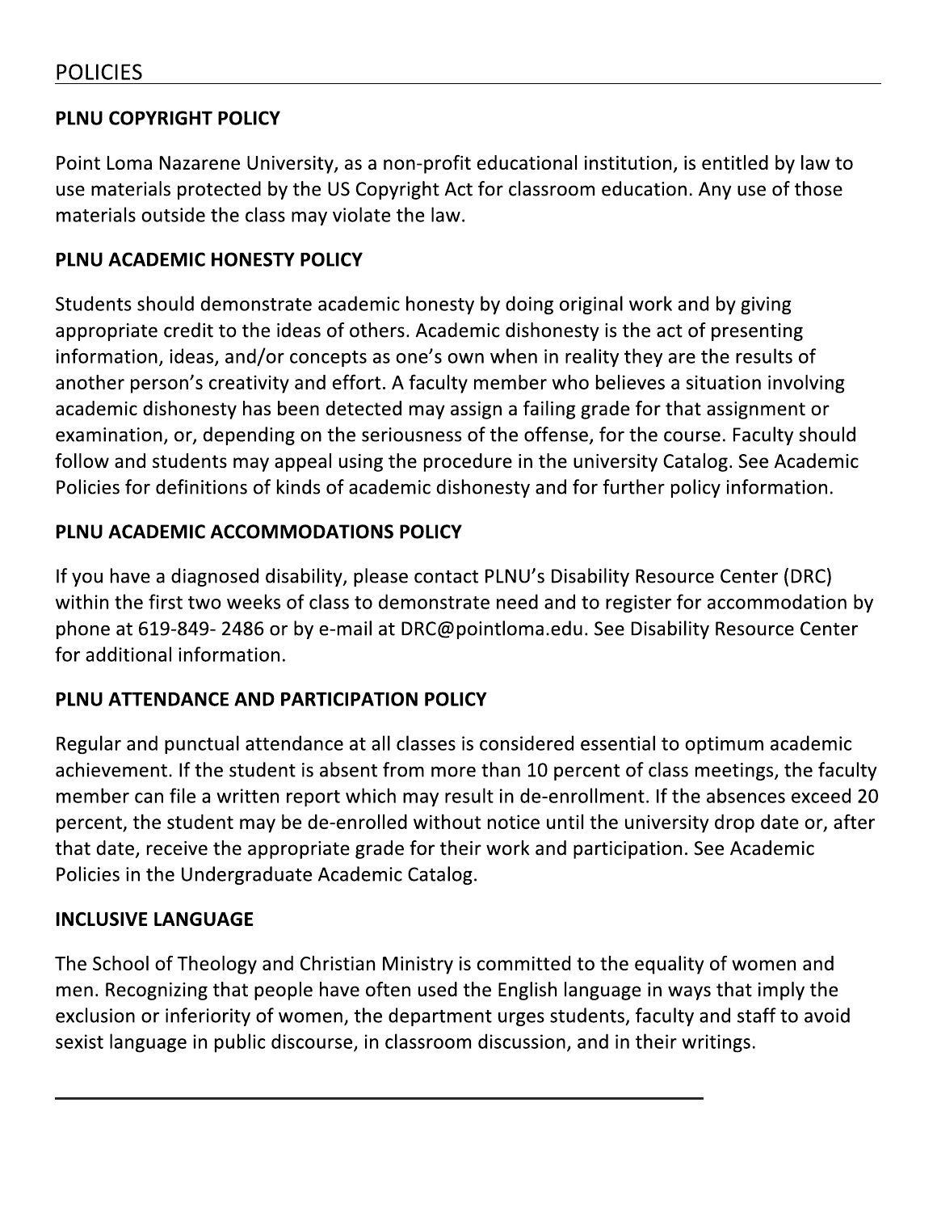## POLICIES

### PLNU COPYRIGHT POLICY

Point Loma Nazarene University, as a non-profit educational institution, is entitled by law to use materials protected by the US Copyright Act for classroom education. Any use of those materials outside the class may violate the law.

### PLNU ACADEMIC HONESTY POLICY

Students should demonstrate academic honesty by doing original work and by giving appropriate credit to the ideas of others. Academic dishonesty is the act of presenting information, ideas, and/or concepts as one's own when in reality they are the results of another person's creativity and effort. A faculty member who believes a situation involving academic dishonesty has been detected may assign a failing grade for that assignment or examination, or, depending on the seriousness of the offense, for the course. Faculty should follow and students may appeal using the procedure in the university Catalog. See Academic Policies for definitions of kinds of academic dishonesty and for further policy information.

### PLNU ACADEMIC ACCOMMODATIONS POLICY

If you have a diagnosed disability, please contact PLNU's Disability Resource Center (DRC) within the first two weeks of class to demonstrate need and to register for accommodation by phone at 619-849- 2486 or by e-mail at DRC@pointloma.edu. See Disability Resource Center for additional information.

### PLNU ATTENDANCE AND PARTICIPATION POLICY

Regular and punctual attendance at all classes is considered essential to optimum academic achievement. If the student is absent from more than 10 percent of class meetings, the faculty member can file a written report which may result in de-enrollment. If the absences exceed 20 percent, the student may be de-enrolled without notice until the university drop date or, after that date, receive the appropriate grade for their work and participation. See Academic Policies in the Undergraduate Academic Catalog.

### INCLUSIVE LANGUAGE

The School of Theology and Christian Ministry is committed to the equality of women and men. Recognizing that people have often used the English language in ways that imply the exclusion or inferiority of women, the department urges students, faculty and staff to avoid sexist language in public discourse, in classroom discussion, and in their writings.